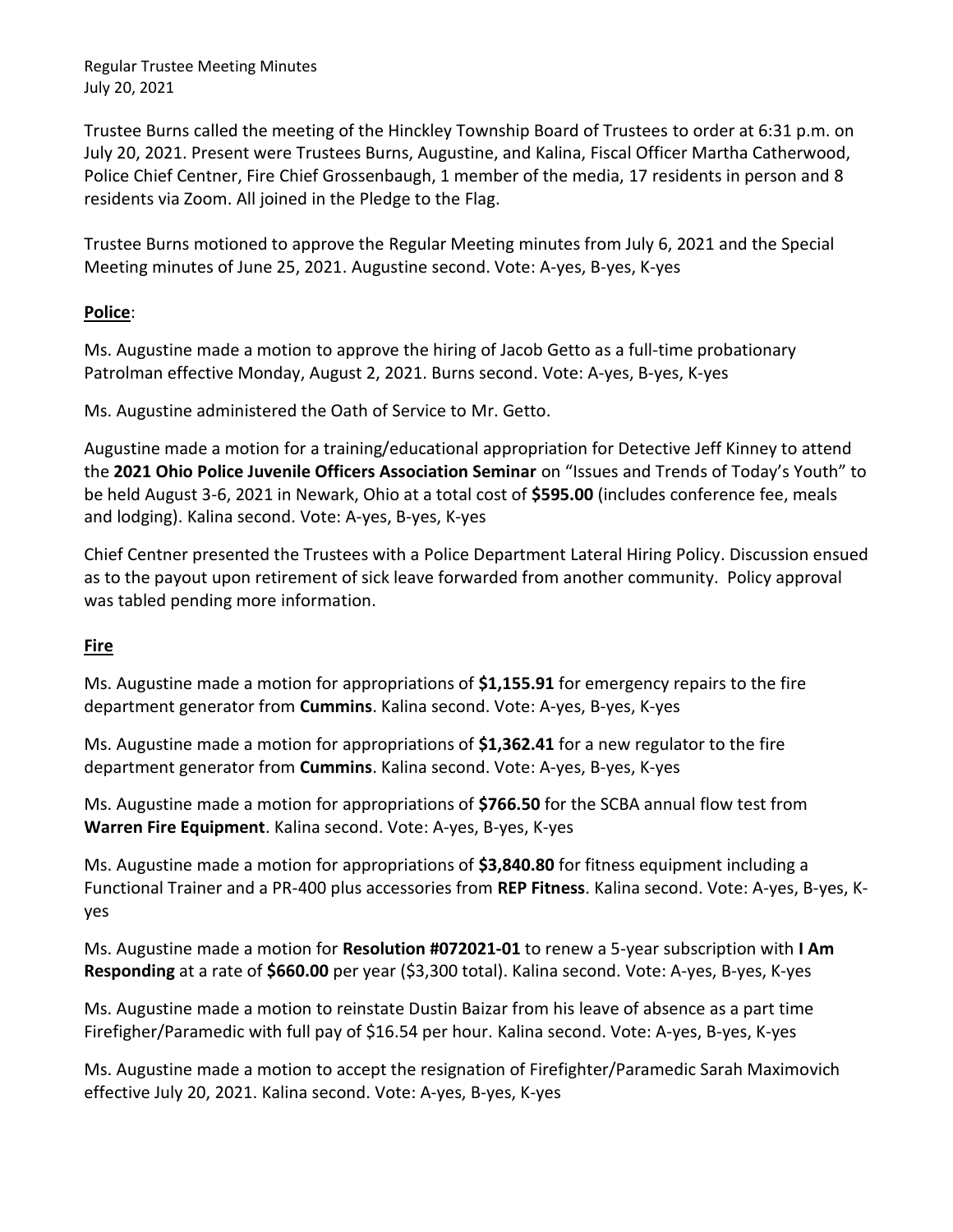Regular Trustee Meeting Minutes
July 20, 2021

Trustee Burns called the meeting of the Hinckley Township Board of Trustees to order at 6:31 p.m. on July 20, 2021. Present were Trustees Burns, Augustine, and Kalina, Fiscal Officer Martha Catherwood, Police Chief Centner, Fire Chief Grossenbaugh, 1 member of the media, 17 residents in person and 8 residents via Zoom. All joined in the Pledge to the Flag.

Trustee Burns motioned to approve the Regular Meeting minutes from July 6, 2021 and the Special Meeting minutes of June 25, 2021. Augustine second. Vote: A-yes, B-yes, K-yes

## **Police**:

Ms. Augustine made a motion to approve the hiring of Jacob Getto as a full-time probationary Patrolman effective Monday, August 2, 2021. Burns second. Vote: A-yes, B-yes, K-yes

Ms. Augustine administered the Oath of Service to Mr. Getto.

Augustine made a motion for a training/educational appropriation for Detective Jeff Kinney to attend the **2021 Ohio Police Juvenile Officers Association Seminar** on "Issues and Trends of Today's Youth" to be held August 3-6, 2021 in Newark, Ohio at a total cost of **$595.00** (includes conference fee, meals and lodging). Kalina second. Vote: A-yes, B-yes, K-yes

Chief Centner presented the Trustees with a Police Department Lateral Hiring Policy. Discussion ensued as to the payout upon retirement of sick leave forwarded from another community. Policy approval was tabled pending more information.

## **Fire**

Ms. Augustine made a motion for appropriations of **$1,155.91** for emergency repairs to the fire department generator from **Cummins**. Kalina second. Vote: A-yes, B-yes, K-yes

Ms. Augustine made a motion for appropriations of **$1,362.41** for a new regulator to the fire department generator from **Cummins**. Kalina second. Vote: A-yes, B-yes, K-yes

Ms. Augustine made a motion for appropriations of **$766.50** for the SCBA annual flow test from **Warren Fire Equipment**. Kalina second. Vote: A-yes, B-yes, K-yes

Ms. Augustine made a motion for appropriations of **$3,840.80** for fitness equipment including a Functional Trainer and a PR-400 plus accessories from **REP Fitness**. Kalina second. Vote: A-yes, B-yes, K-yes

Ms. Augustine made a motion for **Resolution #072021-01** to renew a 5-year subscription with **I Am Responding** at a rate of **$660.00** per year ($3,300 total). Kalina second. Vote: A-yes, B-yes, K-yes

Ms. Augustine made a motion to reinstate Dustin Baizar from his leave of absence as a part time Firefigher/Paramedic with full pay of $16.54 per hour. Kalina second. Vote: A-yes, B-yes, K-yes

Ms. Augustine made a motion to accept the resignation of Firefighter/Paramedic Sarah Maximovich effective July 20, 2021. Kalina second. Vote: A-yes, B-yes, K-yes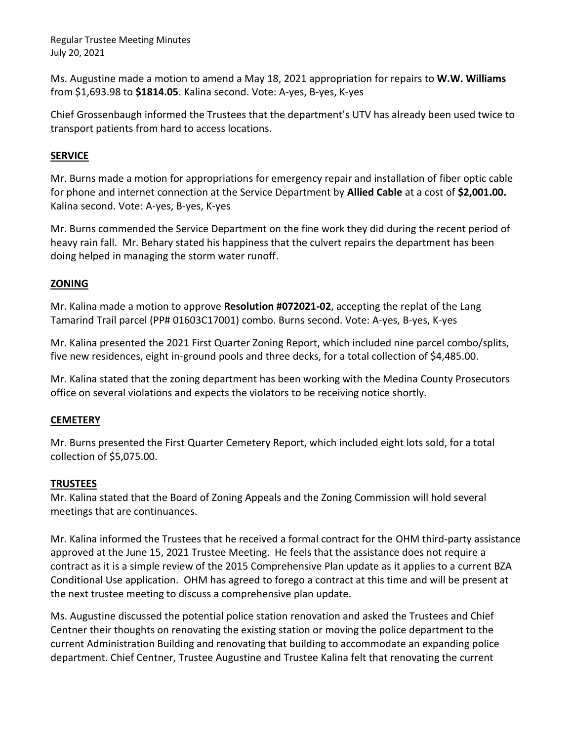Ms. Augustine made a motion to amend a May 18, 2021 appropriation for repairs to **W.W. Williams** from $1,693.98 to **$1814.05**. Kalina second. Vote: A-yes, B-yes, K-yes

Chief Grossenbaugh informed the Trustees that the department's UTV has already been used twice to transport patients from hard to access locations.

## SERVICE

Mr. Burns made a motion for appropriations for emergency repair and installation of fiber optic cable for phone and internet connection at the Service Department by **Allied Cable** at a cost of **$2,001.00.** Kalina second. Vote: A-yes, B-yes, K-yes

Mr. Burns commended the Service Department on the fine work they did during the recent period of heavy rain fall. Mr. Behary stated his happiness that the culvert repairs the department has been doing helped in managing the storm water runoff.

## ZONING

Mr. Kalina made a motion to approve **Resolution #072021-02**, accepting the replat of the Lang Tamarind Trail parcel (PP# 01603C17001) combo. Burns second. Vote: A-yes, B-yes, K-yes

Mr. Kalina presented the 2021 First Quarter Zoning Report, which included nine parcel combo/splits, five new residences, eight in-ground pools and three decks, for a total collection of $4,485.00.

Mr. Kalina stated that the zoning department has been working with the Medina County Prosecutors office on several violations and expects the violators to be receiving notice shortly.

## CEMETERY

Mr. Burns presented the First Quarter Cemetery Report, which included eight lots sold, for a total collection of $5,075.00.

## TRUSTEES

Mr. Kalina stated that the Board of Zoning Appeals and the Zoning Commission will hold several meetings that are continuances.

Mr. Kalina informed the Trustees that he received a formal contract for the OHM third-party assistance approved at the June 15, 2021 Trustee Meeting. He feels that the assistance does not require a contract as it is a simple review of the 2015 Comprehensive Plan update as it applies to a current BZA Conditional Use application. OHM has agreed to forego a contract at this time and will be present at the next trustee meeting to discuss a comprehensive plan update.

Ms. Augustine discussed the potential police station renovation and asked the Trustees and Chief Centner their thoughts on renovating the existing station or moving the police department to the current Administration Building and renovating that building to accommodate an expanding police department. Chief Centner, Trustee Augustine and Trustee Kalina felt that renovating the current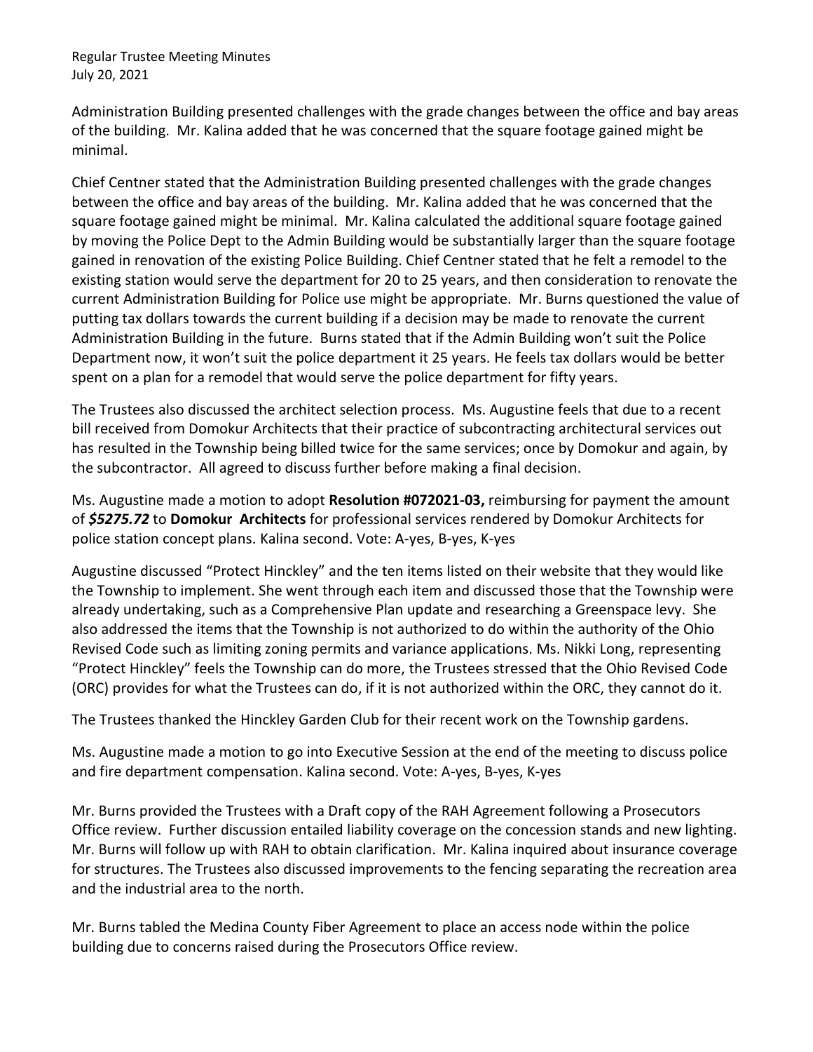Administration Building presented challenges with the grade changes between the office and bay areas of the building. Mr. Kalina added that he was concerned that the square footage gained might be minimal.

Chief Centner stated that the Administration Building presented challenges with the grade changes between the office and bay areas of the building. Mr. Kalina added that he was concerned that the square footage gained might be minimal. Mr. Kalina calculated the additional square footage gained by moving the Police Dept to the Admin Building would be substantially larger than the square footage gained in renovation of the existing Police Building. Chief Centner stated that he felt a remodel to the existing station would serve the department for 20 to 25 years, and then consideration to renovate the current Administration Building for Police use might be appropriate. Mr. Burns questioned the value of putting tax dollars towards the current building if a decision may be made to renovate the current Administration Building in the future. Burns stated that if the Admin Building won't suit the Police Department now, it won't suit the police department it 25 years. He feels tax dollars would be better spent on a plan for a remodel that would serve the police department for fifty years.

The Trustees also discussed the architect selection process. Ms. Augustine feels that due to a recent bill received from Domokur Architects that their practice of subcontracting architectural services out has resulted in the Township being billed twice for the same services; once by Domokur and again, by the subcontractor. All agreed to discuss further before making a final decision.

Ms. Augustine made a motion to adopt **Resolution #072021-03,** reimbursing for payment the amount of ***$5275.72*** to **Domokur Architects** for professional services rendered by Domokur Architects for police station concept plans. Kalina second. Vote: A-yes, B-yes, K-yes

Augustine discussed "Protect Hinckley" and the ten items listed on their website that they would like the Township to implement. She went through each item and discussed those that the Township were already undertaking, such as a Comprehensive Plan update and researching a Greenspace levy. She also addressed the items that the Township is not authorized to do within the authority of the Ohio Revised Code such as limiting zoning permits and variance applications. Ms. Nikki Long, representing "Protect Hinckley" feels the Township can do more, the Trustees stressed that the Ohio Revised Code (ORC) provides for what the Trustees can do, if it is not authorized within the ORC, they cannot do it.

The Trustees thanked the Hinckley Garden Club for their recent work on the Township gardens.

Ms. Augustine made a motion to go into Executive Session at the end of the meeting to discuss police and fire department compensation. Kalina second. Vote: A-yes, B-yes, K-yes

Mr. Burns provided the Trustees with a Draft copy of the RAH Agreement following a Prosecutors Office review. Further discussion entailed liability coverage on the concession stands and new lighting. Mr. Burns will follow up with RAH to obtain clarification. Mr. Kalina inquired about insurance coverage for structures. The Trustees also discussed improvements to the fencing separating the recreation area and the industrial area to the north.

Mr. Burns tabled the Medina County Fiber Agreement to place an access node within the police building due to concerns raised during the Prosecutors Office review.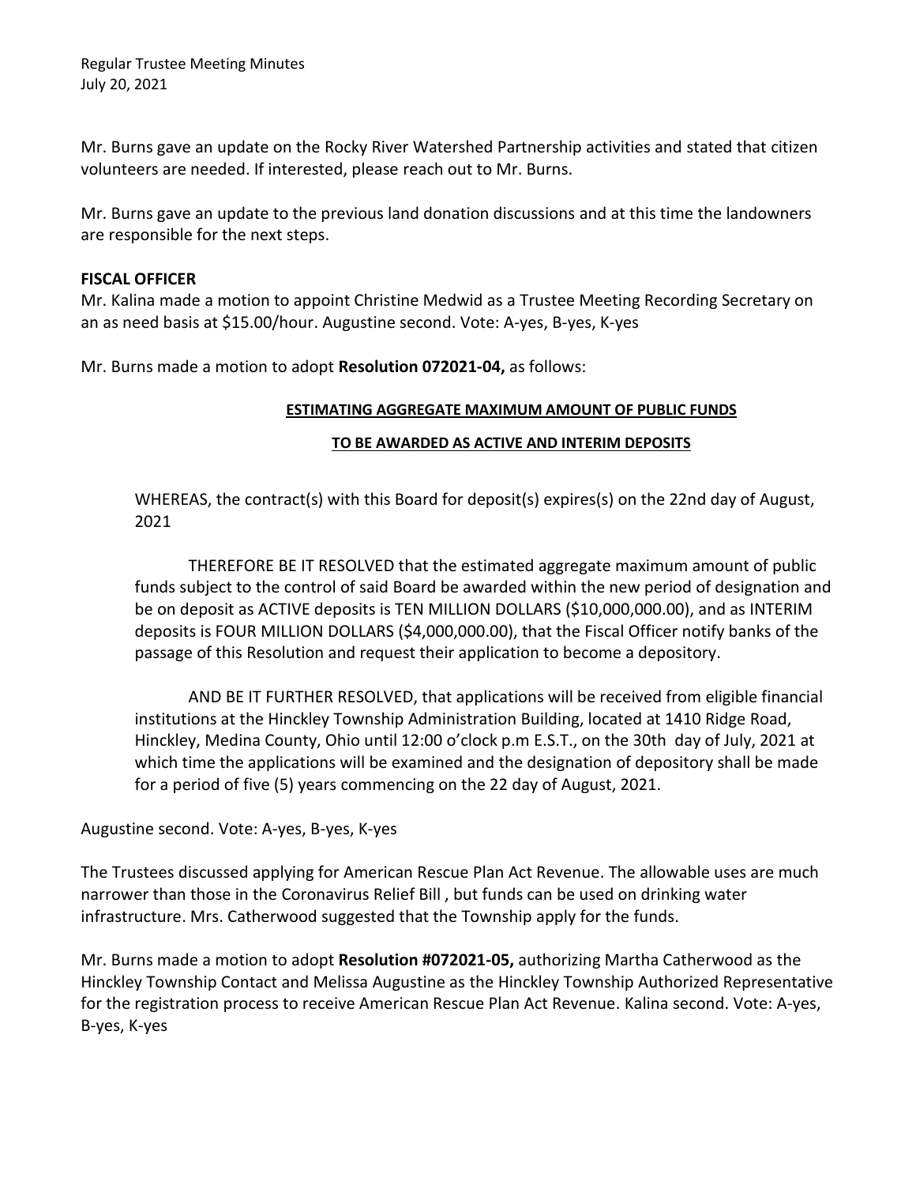Mr. Burns gave an update on the Rocky River Watershed Partnership activities and stated that citizen volunteers are needed. If interested, please reach out to Mr. Burns.

Mr. Burns gave an update to the previous land donation discussions and at this time the landowners are responsible for the next steps.

**FISCAL OFFICER**

Mr. Kalina made a motion to appoint Christine Medwid as a Trustee Meeting Recording Secretary on an as need basis at $15.00/hour. Augustine second. Vote: A-yes, B-yes, K-yes

Mr. Burns made a motion to adopt **Resolution 072021-04,** as follows:

**ESTIMATING AGGREGATE MAXIMUM AMOUNT OF PUBLIC FUNDS**

**TO BE AWARDED AS ACTIVE AND INTERIM DEPOSITS**

WHEREAS, the contract(s) with this Board for deposit(s) expires(s) on the 22nd day of August, 2021

THEREFORE BE IT RESOLVED that the estimated aggregate maximum amount of public funds subject to the control of said Board be awarded within the new period of designation and be on deposit as ACTIVE deposits is TEN MILLION DOLLARS ($10,000,000.00), and as INTERIM deposits is FOUR MILLION DOLLARS ($4,000,000.00), that the Fiscal Officer notify banks of the passage of this Resolution and request their application to become a depository.

AND BE IT FURTHER RESOLVED, that applications will be received from eligible financial institutions at the Hinckley Township Administration Building, located at 1410 Ridge Road, Hinckley, Medina County, Ohio until 12:00 o'clock p.m E.S.T., on the 30th day of July, 2021 at which time the applications will be examined and the designation of depository shall be made for a period of five (5) years commencing on the 22 day of August, 2021.

Augustine second. Vote: A-yes, B-yes, K-yes

The Trustees discussed applying for American Rescue Plan Act Revenue. The allowable uses are much narrower than those in the Coronavirus Relief Bill , but funds can be used on drinking water infrastructure. Mrs. Catherwood suggested that the Township apply for the funds.

Mr. Burns made a motion to adopt **Resolution #072021-05,** authorizing Martha Catherwood as the Hinckley Township Contact and Melissa Augustine as the Hinckley Township Authorized Representative for the registration process to receive American Rescue Plan Act Revenue. Kalina second. Vote: A-yes, B-yes, K-yes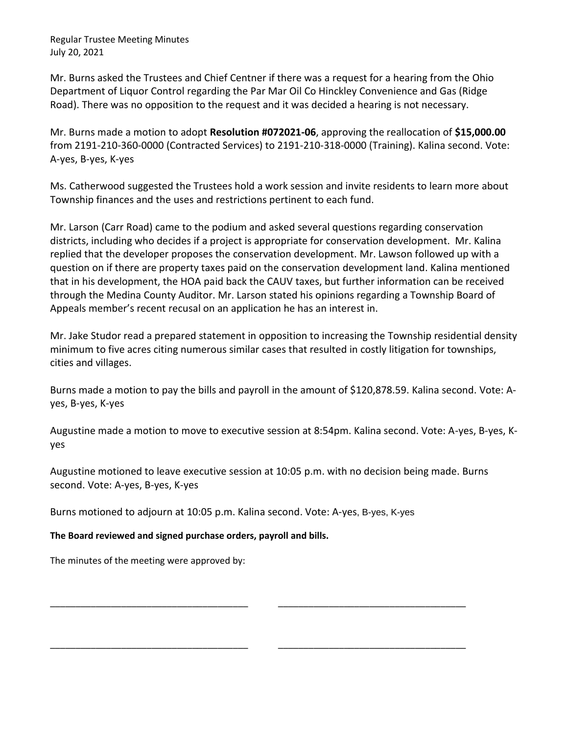Mr. Burns asked the Trustees and Chief Centner if there was a request for a hearing from the Ohio Department of Liquor Control regarding the Par Mar Oil Co Hinckley Convenience and Gas (Ridge Road). There was no opposition to the request and it was decided a hearing is not necessary.

Mr. Burns made a motion to adopt **Resolution #072021-06**, approving the reallocation of **$15,000.00** from 2191-210-360-0000 (Contracted Services) to 2191-210-318-0000 (Training). Kalina second. Vote: A-yes, B-yes, K-yes

Ms. Catherwood suggested the Trustees hold a work session and invite residents to learn more about Township finances and the uses and restrictions pertinent to each fund.

Mr. Larson (Carr Road) came to the podium and asked several questions regarding conservation districts, including who decides if a project is appropriate for conservation development. Mr. Kalina replied that the developer proposes the conservation development. Mr. Lawson followed up with a question on if there are property taxes paid on the conservation development land. Kalina mentioned that in his development, the HOA paid back the CAUV taxes, but further information can be received through the Medina County Auditor. Mr. Larson stated his opinions regarding a Township Board of Appeals member's recent recusal on an application he has an interest in.

Mr. Jake Studor read a prepared statement in opposition to increasing the Township residential density minimum to five acres citing numerous similar cases that resulted in costly litigation for townships, cities and villages.

Burns made a motion to pay the bills and payroll in the amount of $120,878.59. Kalina second. Vote: A-yes, B-yes, K-yes

Augustine made a motion to move to executive session at 8:54pm. Kalina second. Vote: A-yes, B-yes, K-yes

Augustine motioned to leave executive session at 10:05 p.m. with no decision being made. Burns second. Vote: A-yes, B-yes, K-yes

Burns motioned to adjourn at 10:05 p.m. Kalina second. Vote: A-yes, B-yes, K-yes

**The Board reviewed and signed purchase orders, payroll and bills.**

The minutes of the meeting were approved by:

_____________________________________ _____________________________________

_____________________________________ _____________________________________